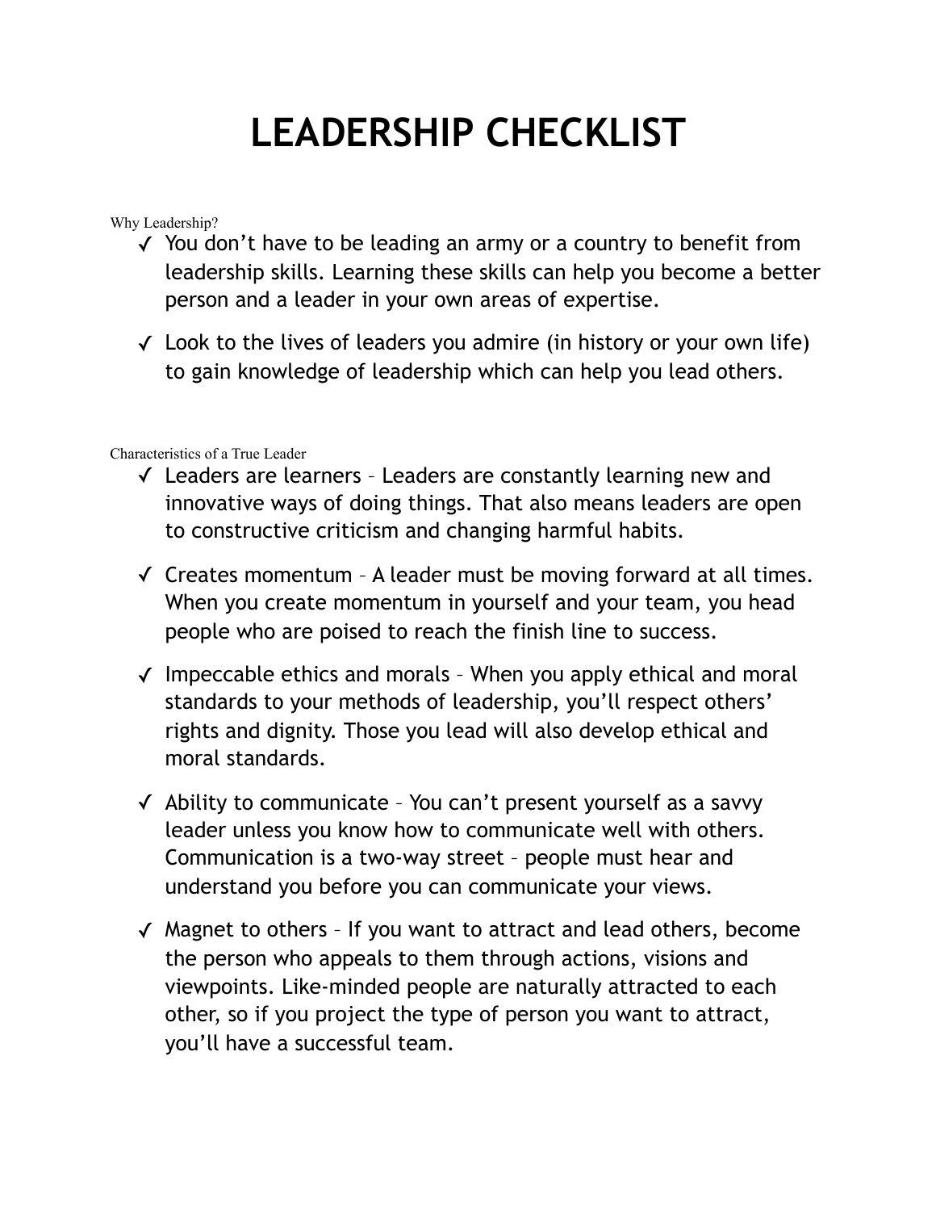# LEADERSHIP CHECKLIST

Why Leadership?

- ✓ You don't have to be leading an army or a country to benefit from leadership skills. Learning these skills can help you become a better person and a leader in your own areas of expertise.
- ✓ Look to the lives of leaders you admire (in history or your own life) to gain knowledge of leadership which can help you lead others.

Characteristics of a True Leader

- ✓ Leaders are learners – Leaders are constantly learning new and innovative ways of doing things. That also means leaders are open to constructive criticism and changing harmful habits.
- ✓ Creates momentum – A leader must be moving forward at all times. When you create momentum in yourself and your team, you head people who are poised to reach the finish line to success.
- ✓ Impeccable ethics and morals – When you apply ethical and moral standards to your methods of leadership, you'll respect others' rights and dignity. Those you lead will also develop ethical and moral standards.
- ✓ Ability to communicate – You can't present yourself as a savvy leader unless you know how to communicate well with others. Communication is a two-way street – people must hear and understand you before you can communicate your views.
- ✓ Magnet to others – If you want to attract and lead others, become the person who appeals to them through actions, visions and viewpoints. Like-minded people are naturally attracted to each other, so if you project the type of person you want to attract, you'll have a successful team.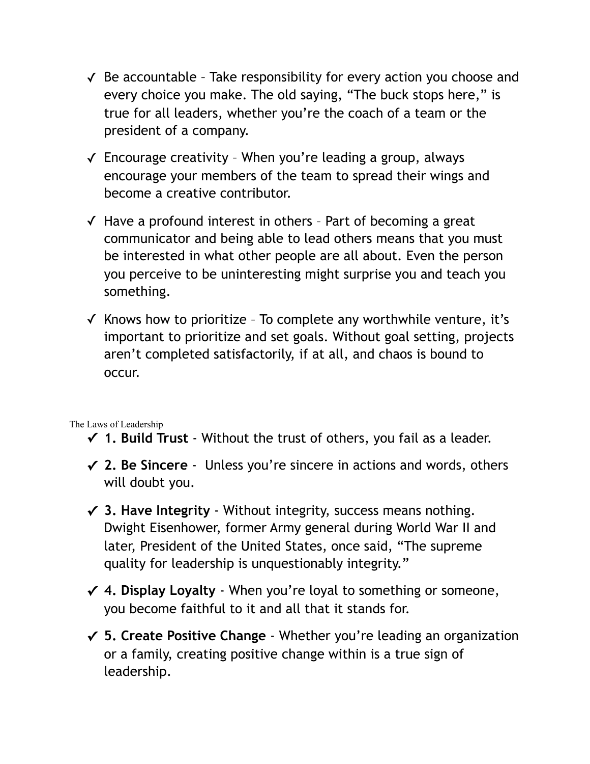✓ Be accountable – Take responsibility for every action you choose and every choice you make. The old saying, "The buck stops here," is true for all leaders, whether you're the coach of a team or the president of a company.

✓ Encourage creativity – When you're leading a group, always encourage your members of the team to spread their wings and become a creative contributor.

✓ Have a profound interest in others – Part of becoming a great communicator and being able to lead others means that you must be interested in what other people are all about. Even the person you perceive to be uninteresting might surprise you and teach you something.

✓ Knows how to prioritize – To complete any worthwhile venture, it's important to prioritize and set goals. Without goal setting, projects aren't completed satisfactorily, if at all, and chaos is bound to occur.

The Laws of Leadership

✓ **1. Build Trust** - Without the trust of others, you fail as a leader.

✓ **2. Be Sincere** - Unless you're sincere in actions and words, others will doubt you.

✓ **3. Have Integrity** - Without integrity, success means nothing. Dwight Eisenhower, former Army general during World War II and later, President of the United States, once said, "The supreme quality for leadership is unquestionably integrity."

✓ **4. Display Loyalty** - When you're loyal to something or someone, you become faithful to it and all that it stands for.

✓ **5. Create Positive Change** - Whether you're leading an organization or a family, creating positive change within is a true sign of leadership.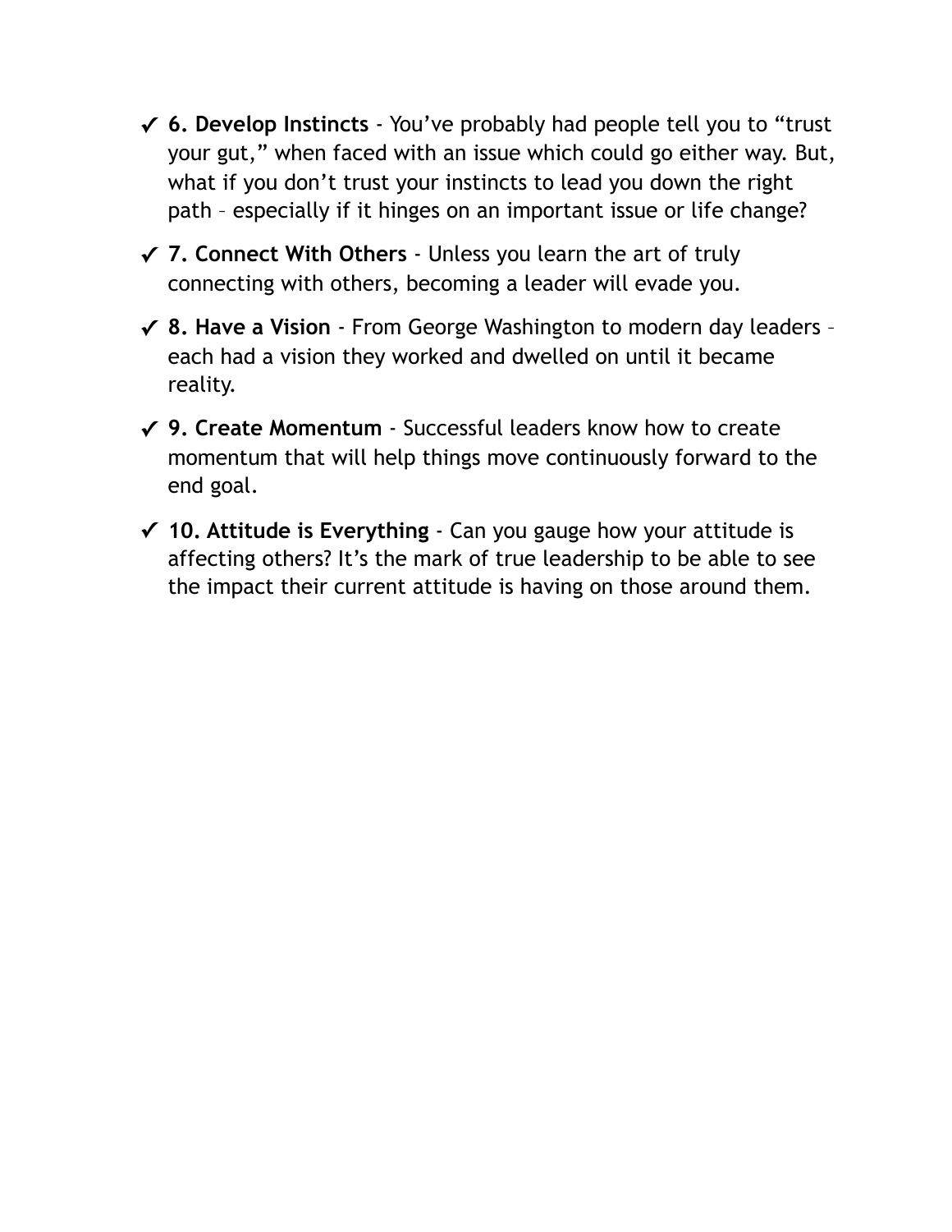- ✓ **6. Develop Instincts** - You've probably had people tell you to "trust your gut," when faced with an issue which could go either way. But, what if you don't trust your instincts to lead you down the right path – especially if it hinges on an important issue or life change?
- ✓ **7. Connect With Others** - Unless you learn the art of truly connecting with others, becoming a leader will evade you.
- ✓ **8. Have a Vision** - From George Washington to modern day leaders – each had a vision they worked and dwelled on until it became reality.
- ✓ **9. Create Momentum** - Successful leaders know how to create momentum that will help things move continuously forward to the end goal.
- ✓ **10. Attitude is Everything** - Can you gauge how your attitude is affecting others? It's the mark of true leadership to be able to see the impact their current attitude is having on those around them.